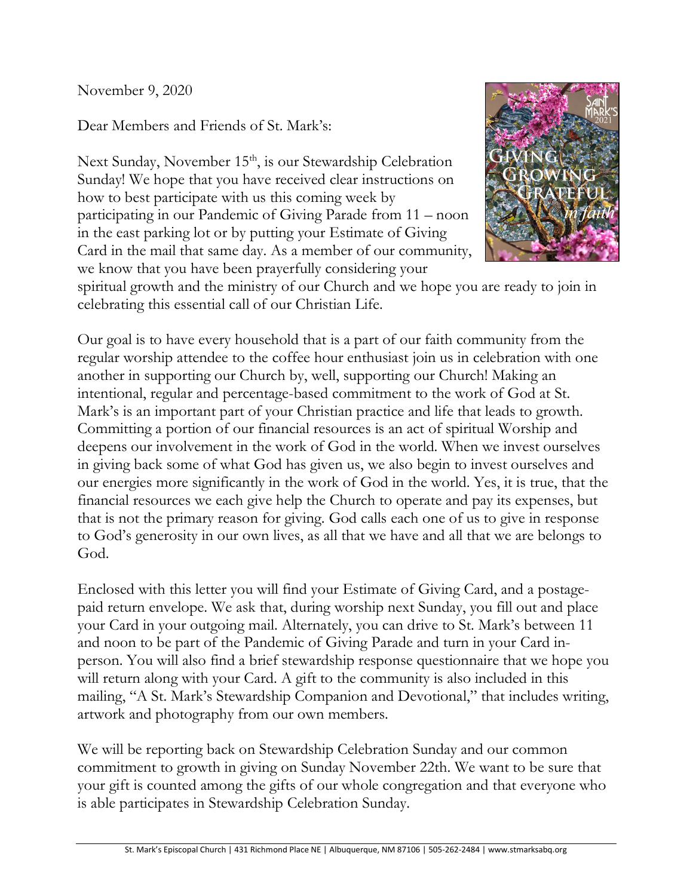November 9, 2020

Dear Members and Friends of St. Mark's:

Next Sunday, November 15th, is our Stewardship Celebration Sunday! We hope that you have received clear instructions on how to best participate with us this coming week by participating in our Pandemic of Giving Parade from 11 – noon in the east parking lot or by putting your Estimate of Giving Card in the mail that same day. As a member of our community, we know that you have been prayerfully considering your spiritual growth and the ministry of our Church and we hope you are ready to join in celebrating this essential call of our Christian Life.

Our goal is to have every household that is a part of our faith community from the regular worship attendee to the coffee hour enthusiast join us in celebration with one another in supporting our Church by, well, supporting our Church! Making an intentional, regular and percentage-based commitment to the work of God at St. Mark's is an important part of your Christian practice and life that leads to growth. Committing a portion of our financial resources is an act of spiritual Worship and deepens our involvement in the work of God in the world. When we invest ourselves in giving back some of what God has given us, we also begin to invest ourselves and our energies more significantly in the work of God in the world. Yes, it is true, that the financial resources we each give help the Church to operate and pay its expenses, but that is not the primary reason for giving. God calls each one of us to give in response to God's generosity in our own lives, as all that we have and all that we are belongs to God.

Enclosed with this letter you will find your Estimate of Giving Card, and a postage-paid return envelope. We ask that, during worship next Sunday, you fill out and place your Card in your outgoing mail. Alternately, you can drive to St. Mark's between 11 and noon to be part of the Pandemic of Giving Parade and turn in your Card in-person. You will also find a brief stewardship response questionnaire that we hope you will return along with your Card. A gift to the community is also included in this mailing, "A St. Mark's Stewardship Companion and Devotional," that includes writing, artwork and photography from our own members.

We will be reporting back on Stewardship Celebration Sunday and our common commitment to growth in giving on Sunday November 22th. We want to be sure that your gift is counted among the gifts of our whole congregation and that everyone who is able participates in Stewardship Celebration Sunday.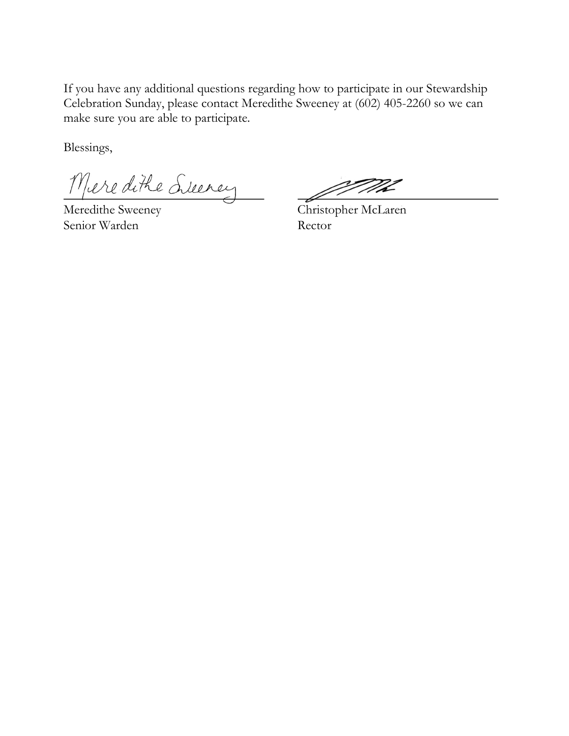If you have any additional questions regarding how to participate in our Stewardship Celebration Sunday, please contact Meredithe Sweeney at (602) 405-2260 so we can make sure you are able to participate.

Blessings,

Meredithe Sweeney
Senior Warden

Christopher McLaren
Rector